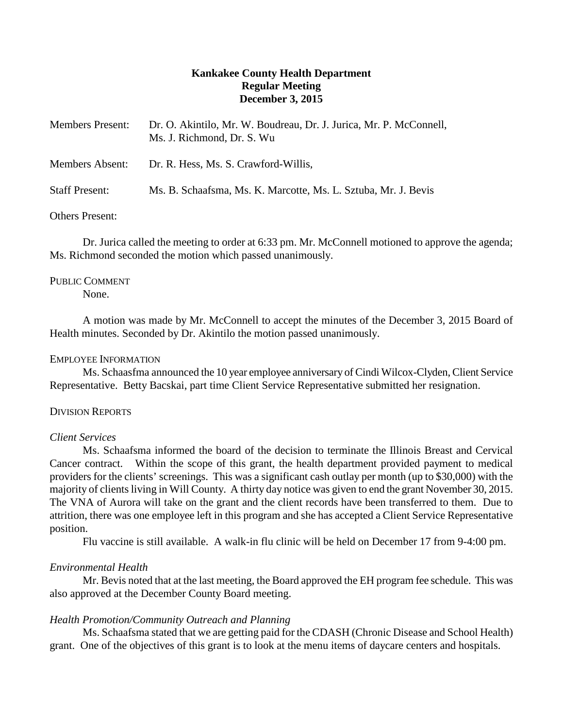**Kankakee County Health Department**
**Regular Meeting**
**December 3, 2015**

Members Present: Dr. O. Akintilo, Mr. W. Boudreau, Dr. J. Jurica, Mr. P. McConnell, Ms. J. Richmond, Dr. S. Wu

Members Absent: Dr. R. Hess, Ms. S. Crawford-Willis,

Staff Present: Ms. B. Schaafsma, Ms. K. Marcotte, Ms. L. Sztuba, Mr. J. Bevis

Others Present:

Dr. Jurica called the meeting to order at 6:33 pm. Mr. McConnell motioned to approve the agenda; Ms. Richmond seconded the motion which passed unanimously.

PUBLIC COMMENT

None.

A motion was made by Mr. McConnell to accept the minutes of the December 3, 2015 Board of Health minutes. Seconded by Dr. Akintilo the motion passed unanimously.

EMPLOYEE INFORMATION

Ms. Schaasfma announced the 10 year employee anniversary of Cindi Wilcox-Clyden, Client Service Representative. Betty Bacskai, part time Client Service Representative submitted her resignation.

DIVISION REPORTS

*Client Services*

Ms. Schaafsma informed the board of the decision to terminate the Illinois Breast and Cervical Cancer contract. Within the scope of this grant, the health department provided payment to medical providers for the clients' screenings. This was a significant cash outlay per month (up to $30,000) with the majority of clients living in Will County. A thirty day notice was given to end the grant November 30, 2015. The VNA of Aurora will take on the grant and the client records have been transferred to them. Due to attrition, there was one employee left in this program and she has accepted a Client Service Representative position.

Flu vaccine is still available. A walk-in flu clinic will be held on December 17 from 9-4:00 pm.

*Environmental Health*

Mr. Bevis noted that at the last meeting, the Board approved the EH program fee schedule. This was also approved at the December County Board meeting.

*Health Promotion/Community Outreach and Planning*

Ms. Schaafsma stated that we are getting paid for the CDASH (Chronic Disease and School Health) grant. One of the objectives of this grant is to look at the menu items of daycare centers and hospitals.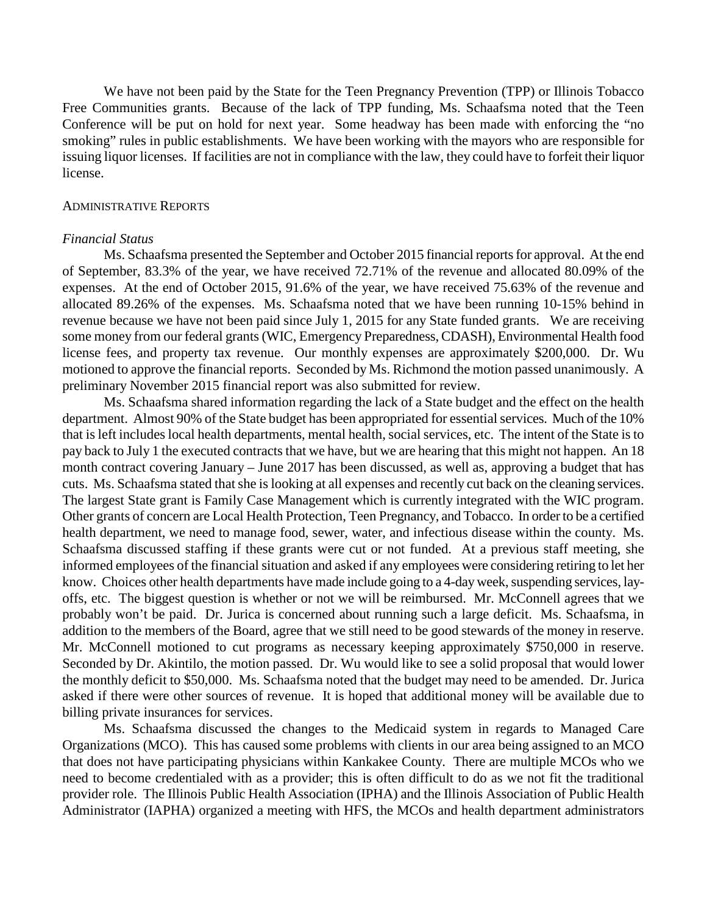We have not been paid by the State for the Teen Pregnancy Prevention (TPP) or Illinois Tobacco Free Communities grants. Because of the lack of TPP funding, Ms. Schaafsma noted that the Teen Conference will be put on hold for next year. Some headway has been made with enforcing the "no smoking" rules in public establishments. We have been working with the mayors who are responsible for issuing liquor licenses. If facilities are not in compliance with the law, they could have to forfeit their liquor license.

## ADMINISTRATIVE REPORTS

### *Financial Status*

Ms. Schaafsma presented the September and October 2015 financial reports for approval. At the end of September, 83.3% of the year, we have received 72.71% of the revenue and allocated 80.09% of the expenses. At the end of October 2015, 91.6% of the year, we have received 75.63% of the revenue and allocated 89.26% of the expenses. Ms. Schaafsma noted that we have been running 10-15% behind in revenue because we have not been paid since July 1, 2015 for any State funded grants. We are receiving some money from our federal grants (WIC, Emergency Preparedness, CDASH), Environmental Health food license fees, and property tax revenue. Our monthly expenses are approximately $200,000. Dr. Wu motioned to approve the financial reports. Seconded by Ms. Richmond the motion passed unanimously. A preliminary November 2015 financial report was also submitted for review.

Ms. Schaafsma shared information regarding the lack of a State budget and the effect on the health department. Almost 90% of the State budget has been appropriated for essential services. Much of the 10% that is left includes local health departments, mental health, social services, etc. The intent of the State is to pay back to July 1 the executed contracts that we have, but we are hearing that this might not happen. An 18 month contract covering January – June 2017 has been discussed, as well as, approving a budget that has cuts. Ms. Schaafsma stated that she is looking at all expenses and recently cut back on the cleaning services. The largest State grant is Family Case Management which is currently integrated with the WIC program. Other grants of concern are Local Health Protection, Teen Pregnancy, and Tobacco. In order to be a certified health department, we need to manage food, sewer, water, and infectious disease within the county. Ms. Schaafsma discussed staffing if these grants were cut or not funded. At a previous staff meeting, she informed employees of the financial situation and asked if any employees were considering retiring to let her know. Choices other health departments have made include going to a 4-day week, suspending services, lay-offs, etc. The biggest question is whether or not we will be reimbursed. Mr. McConnell agrees that we probably won't be paid. Dr. Jurica is concerned about running such a large deficit. Ms. Schaafsma, in addition to the members of the Board, agree that we still need to be good stewards of the money in reserve. Mr. McConnell motioned to cut programs as necessary keeping approximately $750,000 in reserve. Seconded by Dr. Akintilo, the motion passed. Dr. Wu would like to see a solid proposal that would lower the monthly deficit to $50,000. Ms. Schaafsma noted that the budget may need to be amended. Dr. Jurica asked if there were other sources of revenue. It is hoped that additional money will be available due to billing private insurances for services.

Ms. Schaafsma discussed the changes to the Medicaid system in regards to Managed Care Organizations (MCO). This has caused some problems with clients in our area being assigned to an MCO that does not have participating physicians within Kankakee County. There are multiple MCOs who we need to become credentialed with as a provider; this is often difficult to do as we not fit the traditional provider role. The Illinois Public Health Association (IPHA) and the Illinois Association of Public Health Administrator (IAPHA) organized a meeting with HFS, the MCOs and health department administrators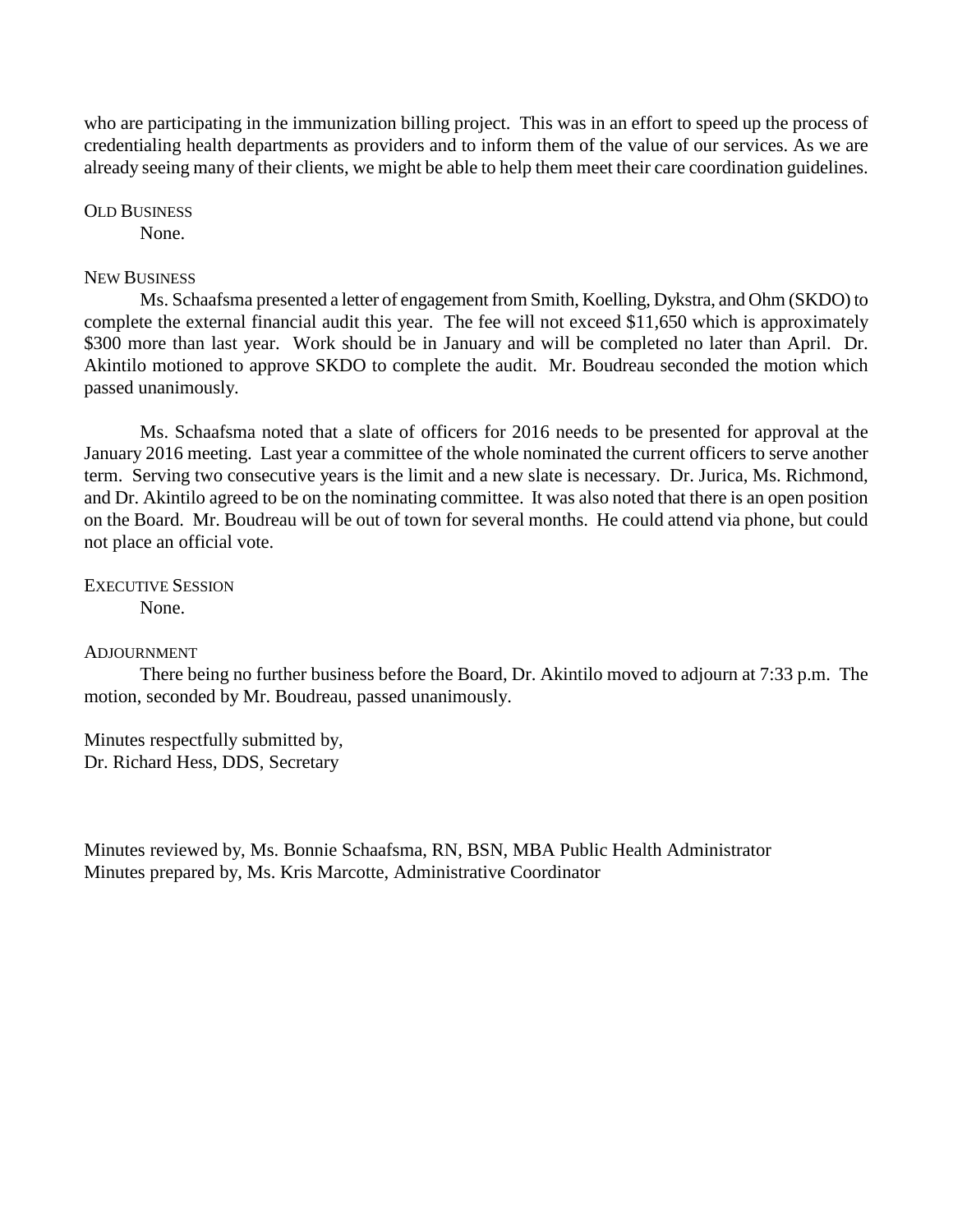who are participating in the immunization billing project. This was in an effort to speed up the process of credentialing health departments as providers and to inform them of the value of our services. As we are already seeing many of their clients, we might be able to help them meet their care coordination guidelines.

OLD BUSINESS

None.

NEW BUSINESS

Ms. Schaafsma presented a letter of engagement from Smith, Koelling, Dykstra, and Ohm (SKDO) to complete the external financial audit this year. The fee will not exceed $11,650 which is approximately $300 more than last year. Work should be in January and will be completed no later than April. Dr. Akintilo motioned to approve SKDO to complete the audit. Mr. Boudreau seconded the motion which passed unanimously.

Ms. Schaafsma noted that a slate of officers for 2016 needs to be presented for approval at the January 2016 meeting. Last year a committee of the whole nominated the current officers to serve another term. Serving two consecutive years is the limit and a new slate is necessary. Dr. Jurica, Ms. Richmond, and Dr. Akintilo agreed to be on the nominating committee. It was also noted that there is an open position on the Board. Mr. Boudreau will be out of town for several months. He could attend via phone, but could not place an official vote.

EXECUTIVE SESSION

None.

ADJOURNMENT

There being no further business before the Board, Dr. Akintilo moved to adjourn at 7:33 p.m. The motion, seconded by Mr. Boudreau, passed unanimously.

Minutes respectfully submitted by,
Dr. Richard Hess, DDS, Secretary

Minutes reviewed by, Ms. Bonnie Schaafsma, RN, BSN, MBA Public Health Administrator
Minutes prepared by, Ms. Kris Marcotte, Administrative Coordinator